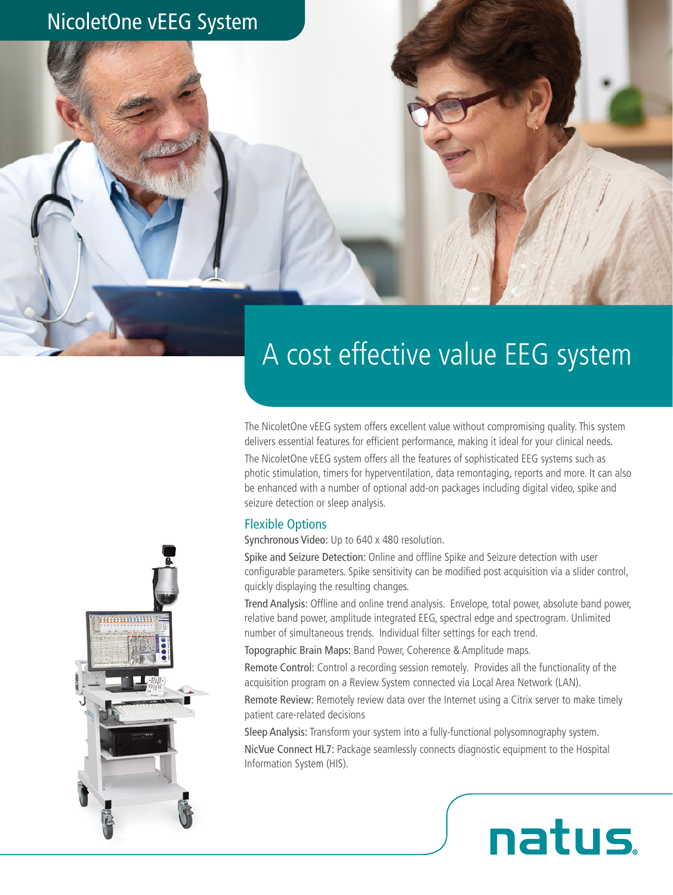# NicoletOne vEEG System

## A cost effective value EEG system

The NicoletOne vEEG system offers excellent value without compromising quality. This system delivers essential features for efficient performance, making it ideal for your clinical needs.

The NicoletOne vEEG system offers all the features of sophisticated EEG systems such as photic stimulation, timers for hyperventilation, data remontaging, reports and more. It can also be enhanced with a number of optional add-on packages including digital video, spike and seizure detection or sleep analysis.

### Flexible Options

Synchronous Video: Up to 640 x 480 resolution.

Spike and Seizure Detection: Online and offline Spike and Seizure detection with user configurable parameters. Spike sensitivity can be modified post acquisition via a slider control, quickly displaying the resulting changes.

Trend Analysis: Offline and online trend analysis. Envelope, total power, absolute band power, relative band power, amplitude integrated EEG, spectral edge and spectrogram. Unlimited number of simultaneous trends. Individual filter settings for each trend.

Topographic Brain Maps: Band Power, Coherence & Amplitude maps.

Remote Control: Control a recording session remotely. Provides all the functionality of the acquisition program on a Review System connected via Local Area Network (LAN).

Remote Review: Remotely review data over the Internet using a Citrix server to make timely patient care-related decisions

Sleep Analysis: Transform your system into a fully-functional polysomnography system.

NicVue Connect HL7: Package seamlessly connects diagnostic equipment to the Hospital Information System (HIS).

natus.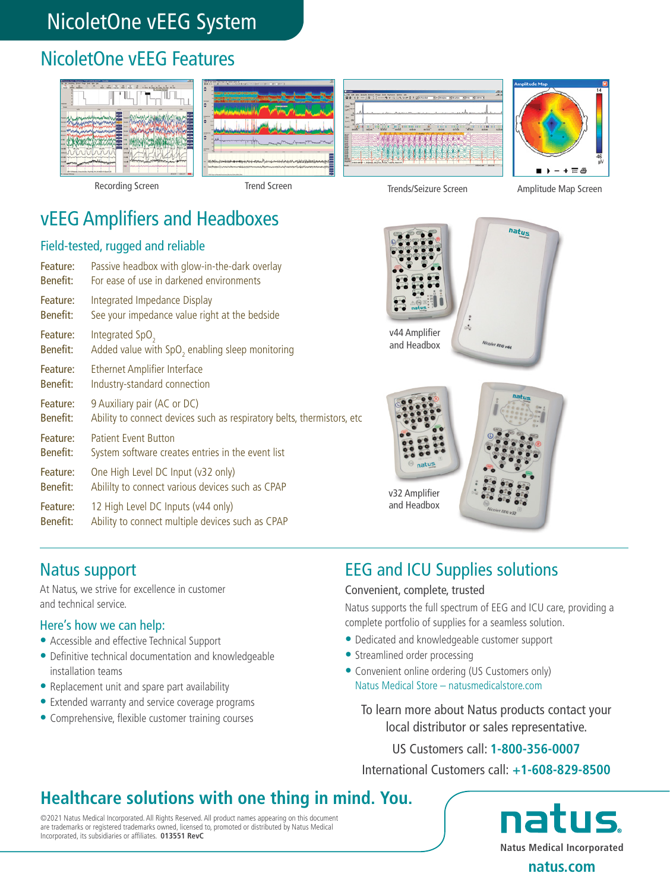# NicoletOne vEEG System

## NicoletOne vEEG Features

Recording Screen

Trend Screen

Trends/Seizure Screen

Amplitude Map Screen

## vEEG Amplifiers and Headboxes

### Field-tested, rugged and reliable

Feature: Passive headbox with glow-in-the-dark overlay
Benefit: For ease of use in darkened environments

Feature: Integrated Impedance Display
Benefit: See your impedance value right at the bedside

Feature: Integrated $SpO_2$
Benefit: Added value with $SpO_2$ enabling sleep monitoring

Feature: Ethernet Amplifier Interface
Benefit: Industry-standard connection

Feature: 9 Auxiliary pair (AC or DC)
Benefit: Ability to connect devices such as respiratory belts, thermistors, etc

Feature: Patient Event Button
Benefit: System software creates entries in the event list

Feature: One High Level DC Input (v32 only)
Benefit: Abililty to connect various devices such as CPAP

Feature: 12 High Level DC Inputs (v44 only)
Benefit: Ability to connect multiple devices such as CPAP

v44 Amplifier and Headbox

v32 Amplifier and Headbox

## Natus support

At Natus, we strive for excellence in customer and technical service.

### Here's how we can help:

- Accessible and effective Technical Support
- Definitive technical documentation and knowledgeable installation teams
- Replacement unit and spare part availability
- Extended warranty and service coverage programs
- Comprehensive, flexible customer training courses

## EEG and ICU Supplies solutions

Convenient, complete, trusted

Natus supports the full spectrum of EEG and ICU care, providing a complete portfolio of supplies for a seamless solution.

- Dedicated and knowledgeable customer support
- Streamlined order processing
- Convenient online ordering (US Customers only)
  Natus Medical Store – natusmedicalstore.com

To learn more about Natus products contact your local distributor or sales representative.

US Customers call: **1-800-356-0007**

International Customers call: **+1-608-829-8500**

## Healthcare solutions with one thing in mind. You.

©2021 Natus Medical Incorporated. All Rights Reserved. All product names appearing on this document are trademarks or registered trademarks owned, licensed to, promoted or distributed by Natus Medical Incorporated, its subsidiaries or affiliates. **013551 RevC**

natus.

Natus Medical Incorporated

natus.com